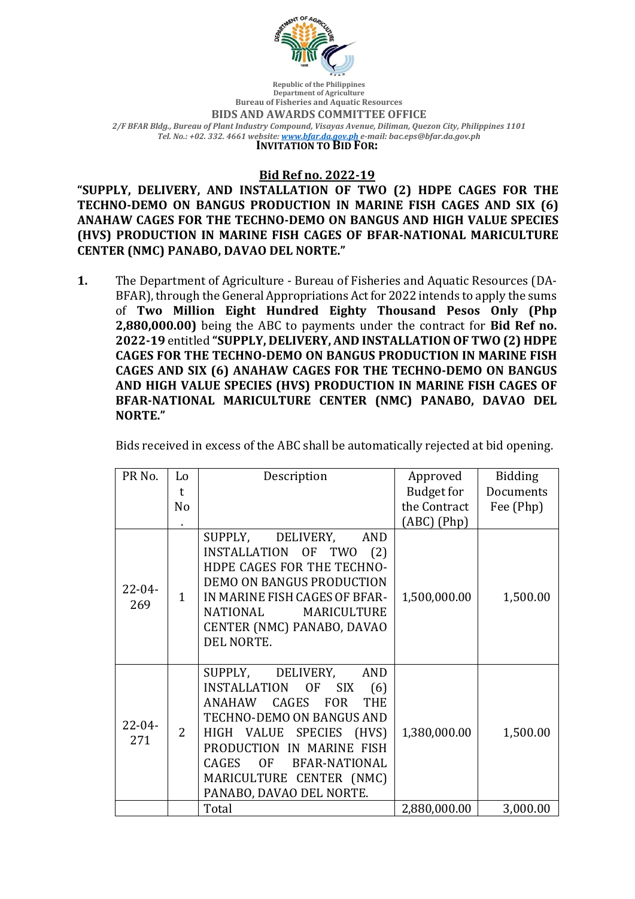Republic of the Philippines
Department of Agriculture
Bureau of Fisheries and Aquatic Resources

**BIDS AND AWARDS COMMITTEE OFFICE**

*2/F BFAR Bldg., Bureau of Plant Industry Compound, Visayas Avenue, Diliman, Quezon City, Philippines 1101*
*Tel. No.: +02. 332. 4661 website: www.bfar.da.gov.ph e-mail: bac.eps@bfar.da.gov.ph*

**INVITATION TO BID FOR:**

**Bid Ref no. 2022-19**

**"SUPPLY, DELIVERY, AND INSTALLATION OF TWO (2) HDPE CAGES FOR THE TECHNO-DEMO ON BANGUS PRODUCTION IN MARINE FISH CAGES AND SIX (6) ANAHAW CAGES FOR THE TECHNO-DEMO ON BANGUS AND HIGH VALUE SPECIES (HVS) PRODUCTION IN MARINE FISH CAGES OF BFAR-NATIONAL MARICULTURE CENTER (NMC) PANABO, DAVAO DEL NORTE."**

1. The Department of Agriculture - Bureau of Fisheries and Aquatic Resources (DA-BFAR), through the General Appropriations Act for 2022 intends to apply the sums of **Two Million Eight Hundred Eighty Thousand Pesos Only (Php 2,880,000.00)** being the ABC to payments under the contract for **Bid Ref no. 2022-19** entitled **"SUPPLY, DELIVERY, AND INSTALLATION OF TWO (2) HDPE CAGES FOR THE TECHNO-DEMO ON BANGUS PRODUCTION IN MARINE FISH CAGES AND SIX (6) ANAHAW CAGES FOR THE TECHNO-DEMO ON BANGUS AND HIGH VALUE SPECIES (HVS) PRODUCTION IN MARINE FISH CAGES OF BFAR-NATIONAL MARICULTURE CENTER (NMC) PANABO, DAVAO DEL NORTE."**

   Bids received in excess of the ABC shall be automatically rejected at bid opening.

| PR No. | Lot No. | Description | Approved Budget for the Contract (ABC) (Php) | Bidding Documents Fee (Php) |
|---|---|---|---|---|
| 22-04-269 | 1 | SUPPLY, DELIVERY, AND INSTALLATION OF TWO (2) HDPE CAGES FOR THE TECHNO-DEMO ON BANGUS PRODUCTION IN MARINE FISH CAGES OF BFAR-NATIONAL MARICULTURE CENTER (NMC) PANABO, DAVAO DEL NORTE. | 1,500,000.00 | 1,500.00 |
| 22-04-271 | 2 | SUPPLY, DELIVERY, AND INSTALLATION OF SIX (6) ANAHAW CAGES FOR THE TECHNO-DEMO ON BANGUS AND HIGH VALUE SPECIES (HVS) PRODUCTION IN MARINE FISH CAGES OF BFAR-NATIONAL MARICULTURE CENTER (NMC) PANABO, DAVAO DEL NORTE. | 1,380,000.00 | 1,500.00 |
| | | Total | 2,880,000.00 | 3,000.00 |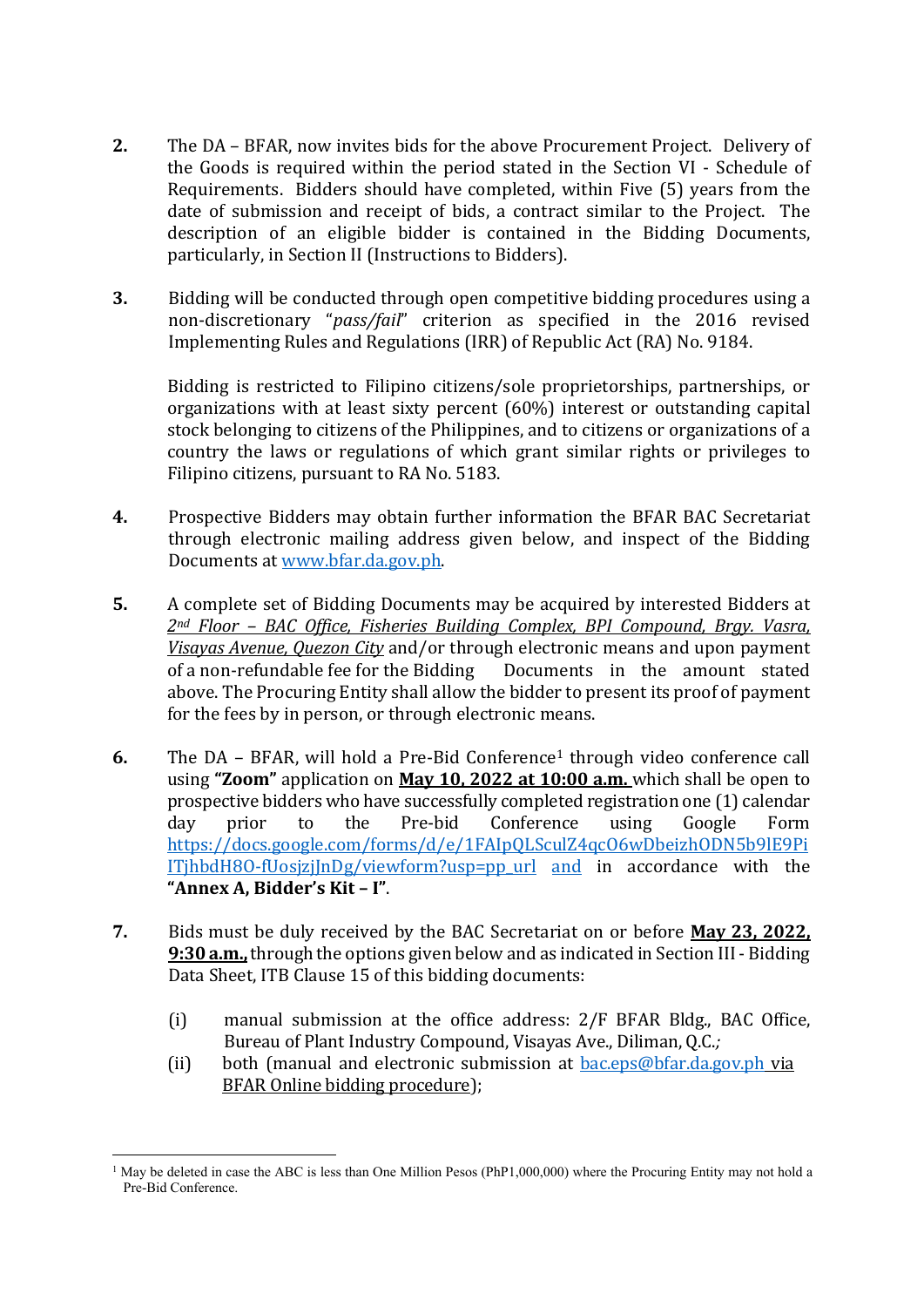2. The DA – BFAR, now invites bids for the above Procurement Project. Delivery of the Goods is required within the period stated in the Section VI - Schedule of Requirements. Bidders should have completed, within Five (5) years from the date of submission and receipt of bids, a contract similar to the Project. The description of an eligible bidder is contained in the Bidding Documents, particularly, in Section II (Instructions to Bidders).

3. Bidding will be conducted through open competitive bidding procedures using a non-discretionary "*pass/fail*" criterion as specified in the 2016 revised Implementing Rules and Regulations (IRR) of Republic Act (RA) No. 9184.

   Bidding is restricted to Filipino citizens/sole proprietorships, partnerships, or organizations with at least sixty percent (60%) interest or outstanding capital stock belonging to citizens of the Philippines, and to citizens or organizations of a country the laws or regulations of which grant similar rights or privileges to Filipino citizens, pursuant to RA No. 5183.

4. Prospective Bidders may obtain further information the BFAR BAC Secretariat through electronic mailing address given below, and inspect of the Bidding Documents at www.bfar.da.gov.ph.

5. A complete set of Bidding Documents may be acquired by interested Bidders at *2nd Floor – BAC Office, Fisheries Building Complex, BPI Compound, Brgy. Vasra, Visayas Avenue, Quezon City* and/or through electronic means and upon payment of a non-refundable fee for the Bidding Documents in the amount stated above. The Procuring Entity shall allow the bidder to present its proof of payment for the fees by in person, or through electronic means.

6. The DA – BFAR, will hold a Pre-Bid Conference[1] through video conference call using **"Zoom"** application on **May 10, 2022 at 10:00 a.m.** which shall be open to prospective bidders who have successfully completed registration one (1) calendar day prior to the Pre-bid Conference using Google Form https://docs.google.com/forms/d/e/1FAIpQLSculZ4qcO6wDbeizhODN5b9lE9PiITjhbdH8O-fUosjzjJnDg/viewform?usp=pp_url and in accordance with the **"Annex A, Bidder's Kit – I"**.

7. Bids must be duly received by the BAC Secretariat on or before **May 23, 2022, 9:30 a.m.,** through the options given below and as indicated in Section III - Bidding Data Sheet, ITB Clause 15 of this bidding documents:

   (i) manual submission at the office address: 2/F BFAR Bldg., BAC Office, Bureau of Plant Industry Compound, Visayas Ave., Diliman, Q.C.*;*

   (ii) both (manual and electronic submission at bac.eps@bfar.da.gov.ph via BFAR Online bidding procedure);

---

[1] May be deleted in case the ABC is less than One Million Pesos (PhP1,000,000) where the Procuring Entity may not hold a Pre-Bid Conference.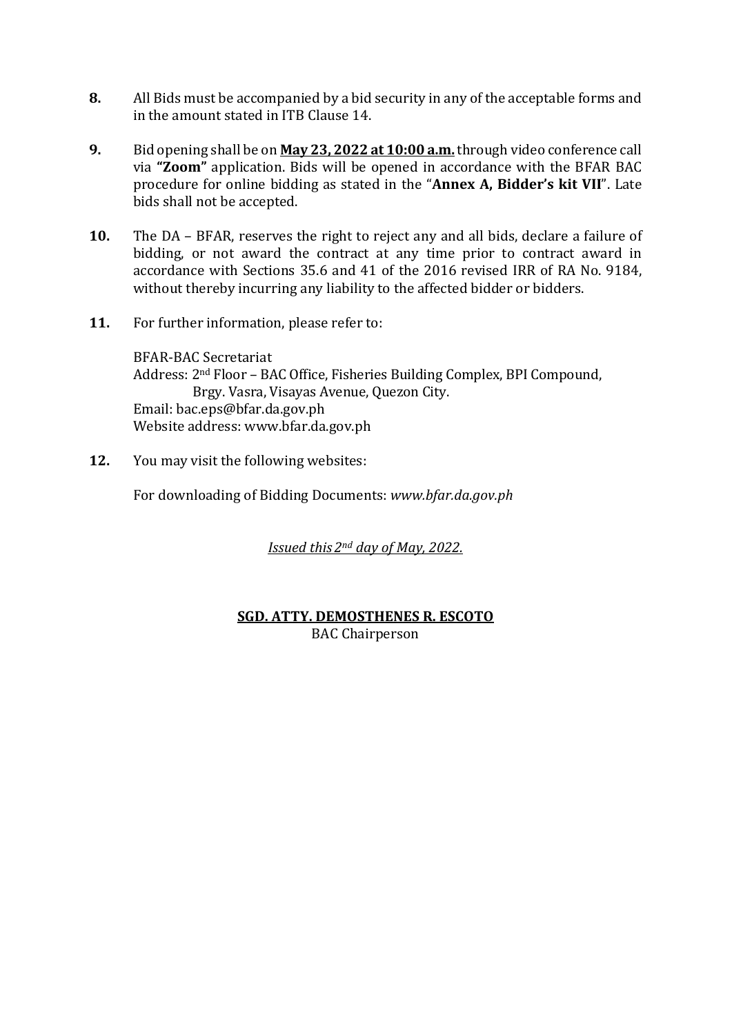**8.** All Bids must be accompanied by a bid security in any of the acceptable forms and in the amount stated in ITB Clause 14.

**9.** Bid opening shall be on **May 23, 2022 at 10:00 a.m.** through video conference call via **"Zoom"** application. Bids will be opened in accordance with the BFAR BAC procedure for online bidding as stated in the "**Annex A, Bidder's kit VII**". Late bids shall not be accepted.

**10.** The DA – BFAR, reserves the right to reject any and all bids, declare a failure of bidding, or not award the contract at any time prior to contract award in accordance with Sections 35.6 and 41 of the 2016 revised IRR of RA No. 9184, without thereby incurring any liability to the affected bidder or bidders.

**11.** For further information, please refer to:

BFAR-BAC Secretariat
Address: 2nd Floor – BAC Office, Fisheries Building Complex, BPI Compound,
Brgy. Vasra, Visayas Avenue, Quezon City.
Email: bac.eps@bfar.da.gov.ph
Website address: www.bfar.da.gov.ph

**12.** You may visit the following websites:

For downloading of Bidding Documents: *www.bfar.da.gov.ph*

*Issued this 2nd day of May, 2022.*

**SGD. ATTY. DEMOSTHENES R. ESCOTO**
BAC Chairperson